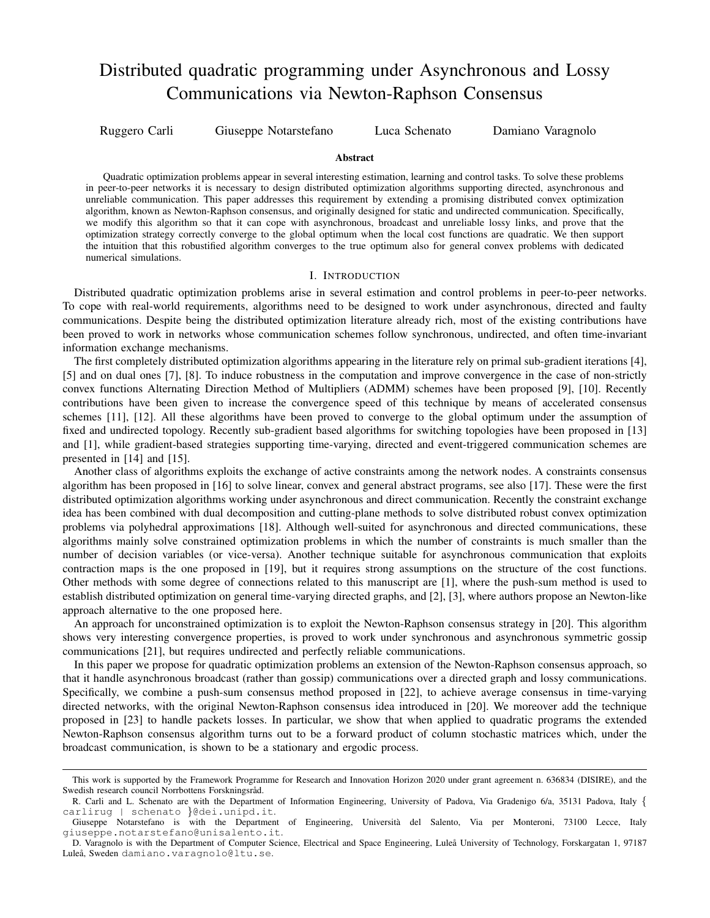# Distributed quadratic programming under Asynchronous and Lossy Communications via Newton-Raphson Consensus

Ruggero Carli Giuseppe Notarstefano Luca Schenato Damiano Varagnolo

### Abstract

Quadratic optimization problems appear in several interesting estimation, learning and control tasks. To solve these problems in peer-to-peer networks it is necessary to design distributed optimization algorithms supporting directed, asynchronous and unreliable communication. This paper addresses this requirement by extending a promising distributed convex optimization algorithm, known as Newton-Raphson consensus, and originally designed for static and undirected communication. Specifically, we modify this algorithm so that it can cope with asynchronous, broadcast and unreliable lossy links, and prove that the optimization strategy correctly converge to the global optimum when the local cost functions are quadratic. We then support the intuition that this robustified algorithm converges to the true optimum also for general convex problems with dedicated numerical simulations.

## I. Introduction

Distributed quadratic optimization problems arise in several estimation and control problems in peer-to-peer networks. To cope with real-world requirements, algorithms need to be designed to work under asynchronous, directed and faulty communications. Despite being the distributed optimization literature already rich, most of the existing contributions have been proved to work in networks whose communication schemes follow synchronous, undirected, and often time-invariant information exchange mechanisms.

The first completely distributed optimization algorithms appearing in the literature rely on primal sub-gradient iterations [4], [5] and on dual ones [7], [8]. To induce robustness in the computation and improve convergence in the case of non-strictly convex functions Alternating Direction Method of Multipliers (ADMM) schemes have been proposed [9], [10]. Recently contributions have been given to increase the convergence speed of this technique by means of accelerated consensus schemes [11], [12]. All these algorithms have been proved to converge to the global optimum under the assumption of fixed and undirected topology. Recently sub-gradient based algorithms for switching topologies have been proposed in [13] and [1], while gradient-based strategies supporting time-varying, directed and event-triggered communication schemes are presented in [14] and [15].

Another class of algorithms exploits the exchange of active constraints among the network nodes. A constraints consensus algorithm has been proposed in [16] to solve linear, convex and general abstract programs, see also [17]. These were the first distributed optimization algorithms working under asynchronous and direct communication. Recently the constraint exchange idea has been combined with dual decomposition and cutting-plane methods to solve distributed robust convex optimization problems via polyhedral approximations [18]. Although well-suited for asynchronous and directed communications, these algorithms mainly solve constrained optimization problems in which the number of constraints is much smaller than the number of decision variables (or vice-versa). Another technique suitable for asynchronous communication that exploits contraction maps is the one proposed in [19], but it requires strong assumptions on the structure of the cost functions. Other methods with some degree of connections related to this manuscript are [1], where the push-sum method is used to establish distributed optimization on general time-varying directed graphs, and [2], [3], where authors propose an Newton-like approach alternative to the one proposed here.

An approach for unconstrained optimization is to exploit the Newton-Raphson consensus strategy in [20]. This algorithm shows very interesting convergence properties, is proved to work under synchronous and asynchronous symmetric gossip communications [21], but requires undirected and perfectly reliable communications.

In this paper we propose for quadratic optimization problems an extension of the Newton-Raphson consensus approach, so that it handle asynchronous broadcast (rather than gossip) communications over a directed graph and lossy communications. Specifically, we combine a push-sum consensus method proposed in [22], to achieve average consensus in time-varying directed networks, with the original Newton-Raphson consensus idea introduced in [20]. We moreover add the technique proposed in [23] to handle packets losses. In particular, we show that when applied to quadratic programs the extended Newton-Raphson consensus algorithm turns out to be a forward product of column stochastic matrices which, under the broadcast communication, is shown to be a stationary and ergodic process.

---

This work is supported by the Framework Programme for Research and Innovation Horizon 2020 under grant agreement n. 636834 (DISIRE), and the Swedish research council Norrbottens Forskningsråd.

R. Carli and L. Schenato are with the Department of Information Engineering, University of Padova, Via Gradenigo 6/a, 35131 Padova, Italy { carlirug | schenato }@dei.unipd.it.

Giuseppe Notarstefano is with the Department of Engineering, Università del Salento, Via per Monteroni, 73100 Lecce, Italy giuseppe.notarstefano@unisalento.it.

D. Varagnolo is with the Department of Computer Science, Electrical and Space Engineering, Luleå University of Technology, Forskargatan 1, 97187 Luleå, Sweden damiano.varagnolo@ltu.se.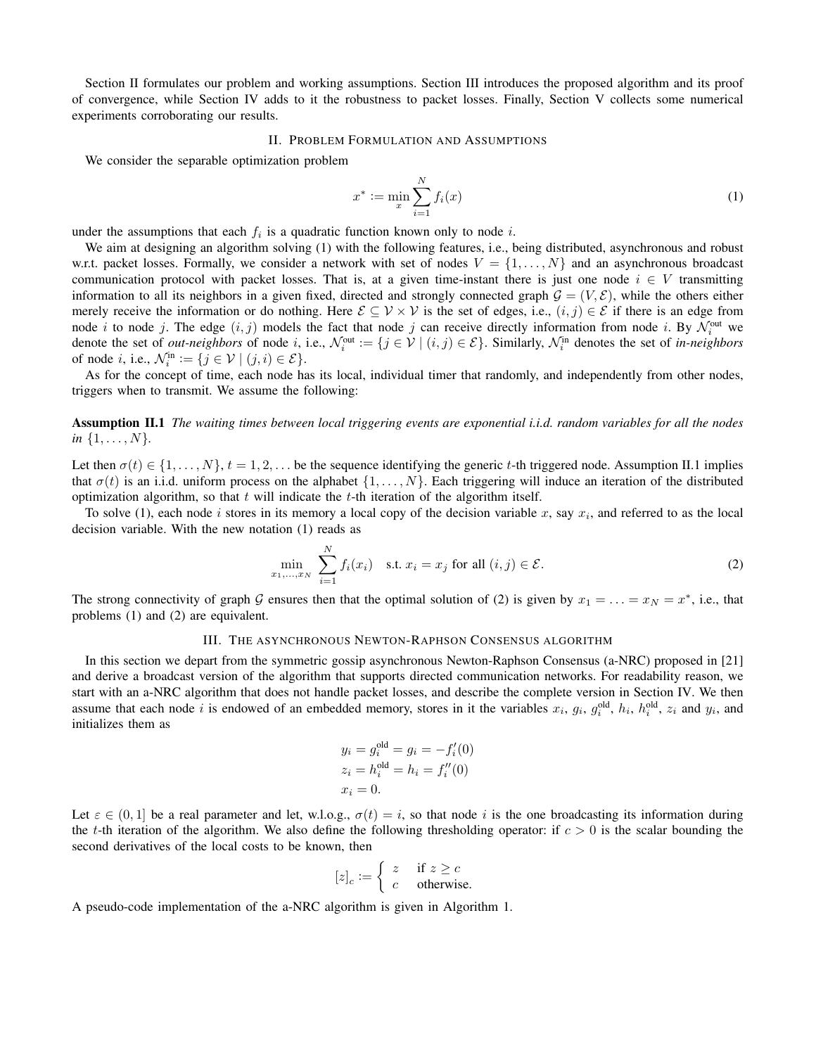Section II formulates our problem and working assumptions. Section III introduces the proposed algorithm and its proof of convergence, while Section IV adds to it the robustness to packet losses. Finally, Section V collects some numerical experiments corroborating our results.

## II. Problem Formulation and Assumptions

We consider the separable optimization problem

$$x^* := \min_x \sum_{i=1}^{N} f_i(x) \tag{1}$$

under the assumptions that each $f_i$ is a quadratic function known only to node $i$.

We aim at designing an algorithm solving (1) with the following features, i.e., being distributed, asynchronous and robust w.r.t. packet losses. Formally, we consider a network with set of nodes $V = \{1, \ldots, N\}$ and an asynchronous broadcast communication protocol with packet losses. That is, at a given time-instant there is just one node $i \in V$ transmitting information to all its neighbors in a given fixed, directed and strongly connected graph $\mathcal{G} = (V, \mathcal{E})$, while the others either merely receive the information or do nothing. Here $\mathcal{E} \subseteq \mathcal{V} \times \mathcal{V}$ is the set of edges, i.e., $(i, j) \in \mathcal{E}$ if there is an edge from node $i$ to node $j$. The edge $(i, j)$ models the fact that node $j$ can receive directly information from node $i$. By $\mathcal{N}_i^{\text{out}}$ we denote the set of *out-neighbors* of node $i$, i.e., $\mathcal{N}_i^{\text{out}} := \{j \in \mathcal{V} \mid (i, j) \in \mathcal{E}\}$. Similarly, $\mathcal{N}_i^{\text{in}}$ denotes the set of *in-neighbors* of node $i$, i.e., $\mathcal{N}_i^{\text{in}} := \{j \in \mathcal{V} \mid (j, i) \in \mathcal{E}\}$.

As for the concept of time, each node has its local, individual timer that randomly, and independently from other nodes, triggers when to transmit. We assume the following:

**Assumption II.1** *The waiting times between local triggering events are exponential i.i.d. random variables for all the nodes in* $\{1, \ldots, N\}$.

Let then $\sigma(t) \in \{1, \ldots, N\}$, $t = 1, 2, \ldots$ be the sequence identifying the generic $t$-th triggered node. Assumption II.1 implies that $\sigma(t)$ is an i.i.d. uniform process on the alphabet $\{1, \ldots, N\}$. Each triggering will induce an iteration of the distributed optimization algorithm, so that $t$ will indicate the $t$-th iteration of the algorithm itself.

To solve (1), each node $i$ stores in its memory a local copy of the decision variable $x$, say $x_i$, and referred to as the local decision variable. With the new notation (1) reads as

$$\min_{x_1, \ldots, x_N} \sum_{i=1}^{N} f_i(x_i) \quad \text{s.t. } x_i = x_j \text{ for all } (i, j) \in \mathcal{E}. \tag{2}$$

The strong connectivity of graph $\mathcal{G}$ ensures then that the optimal solution of (2) is given by $x_1 = \ldots = x_N = x^*$, i.e., that problems (1) and (2) are equivalent.

## III. The asynchronous Newton-Raphson Consensus algorithm

In this section we depart from the symmetric gossip asynchronous Newton-Raphson Consensus (a-NRC) proposed in [21] and derive a broadcast version of the algorithm that supports directed communication networks. For readability reason, we start with an a-NRC algorithm that does not handle packet losses, and describe the complete version in Section IV. We then assume that each node $i$ is endowed of an embedded memory, stores in it the variables $x_i$, $g_i$, $g_i^{\text{old}}$, $h_i$, $h_i^{\text{old}}$, $z_i$ and $y_i$, and initializes them as

$$\begin{aligned}
y_i &= g_i^{\text{old}} = g_i = -f_i'(0) \\
z_i &= h_i^{\text{old}} = h_i = f_i''(0) \\
x_i &= 0.
\end{aligned}$$

Let $\varepsilon \in (0, 1]$ be a real parameter and let, w.l.o.g., $\sigma(t) = i$, so that node $i$ is the one broadcasting its information during the $t$-th iteration of the algorithm. We also define the following thresholding operator: if $c > 0$ is the scalar bounding the second derivatives of the local costs to be known, then

$$[z]_c := \begin{cases} z & \text{if } z \geq c \\ c & \text{otherwise.} \end{cases}$$

A pseudo-code implementation of the a-NRC algorithm is given in Algorithm 1.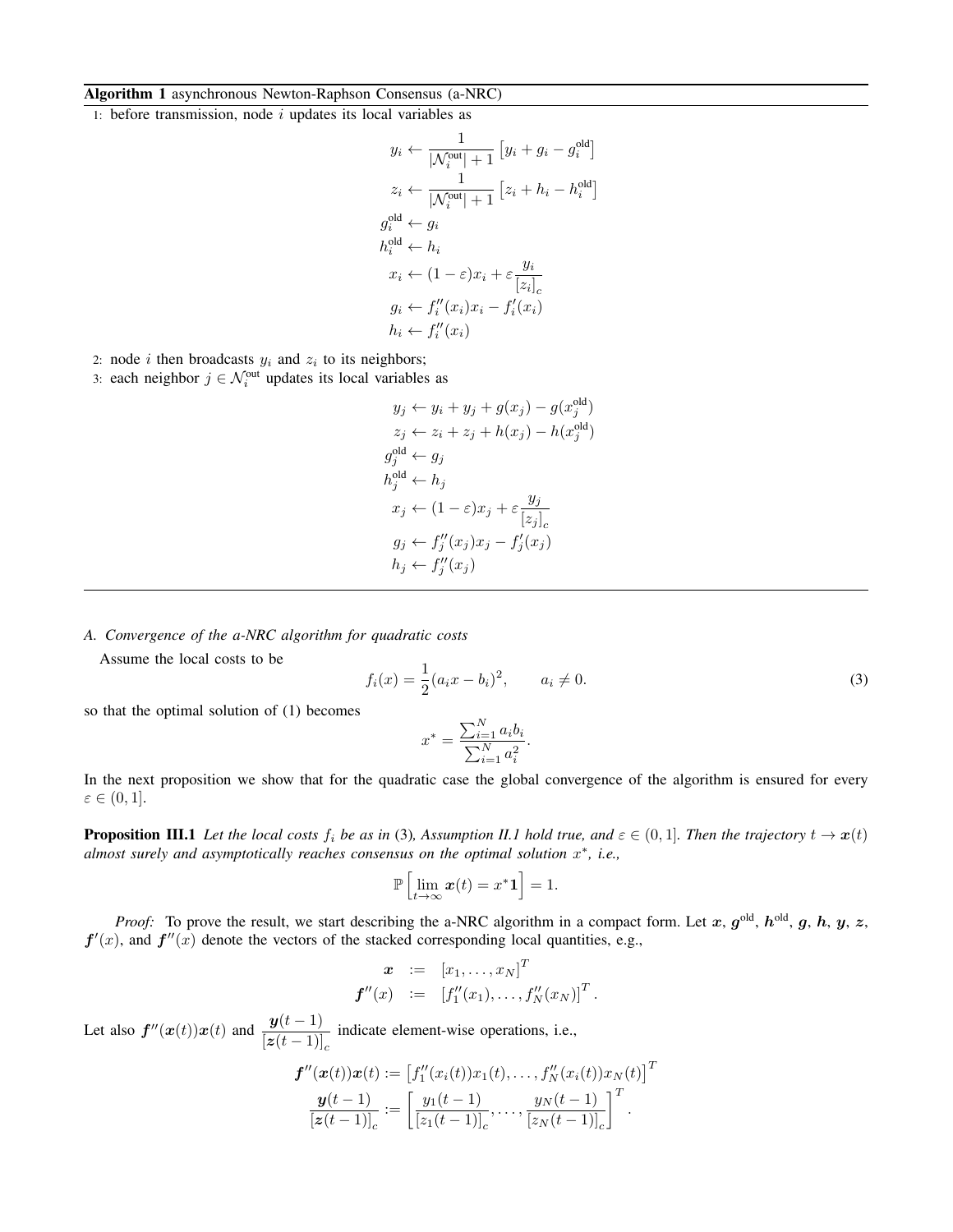**Algorithm 1** asynchronous Newton-Raphson Consensus (a-NRC)

1: before transmission, node $i$ updates its local variables as

$$
\begin{aligned}
y_i &\leftarrow \frac{1}{|\mathcal{N}_i^{\text{out}}|+1}\left[y_i + g_i - g_i^{\text{old}}\right] \\
z_i &\leftarrow \frac{1}{|\mathcal{N}_i^{\text{out}}|+1}\left[z_i + h_i - h_i^{\text{old}}\right] \\
g_i^{\text{old}} &\leftarrow g_i \\
h_i^{\text{old}} &\leftarrow h_i \\
x_i &\leftarrow (1-\varepsilon)x_i + \varepsilon \frac{y_i}{[z_i]_c} \\
g_i &\leftarrow f_i''(x_i)x_i - f_i'(x_i) \\
h_i &\leftarrow f_i''(x_i)
\end{aligned}
$$

2: node $i$ then broadcasts $y_i$ and $z_i$ to its neighbors;

3: each neighbor $j \in \mathcal{N}_i^{\text{out}}$ updates its local variables as

$$
\begin{aligned}
y_j &\leftarrow y_i + y_j + g(x_j) - g(x_j^{\text{old}}) \\
z_j &\leftarrow z_i + z_j + h(x_j) - h(x_j^{\text{old}}) \\
g_j^{\text{old}} &\leftarrow g_j \\
h_j^{\text{old}} &\leftarrow h_j \\
x_j &\leftarrow (1-\varepsilon)x_j + \varepsilon \frac{y_j}{[z_j]_c} \\
g_j &\leftarrow f_j''(x_j)x_j - f_j'(x_j) \\
h_j &\leftarrow f_j''(x_j)
\end{aligned}
$$

### A. Convergence of the a-NRC algorithm for quadratic costs

Assume the local costs to be

$$
f_i(x) = \frac{1}{2}(a_i x - b_i)^2, \qquad a_i \neq 0. \tag{3}
$$

so that the optimal solution of (1) becomes

$$
x^* = \frac{\sum_{i=1}^N a_i b_i}{\sum_{i=1}^N a_i^2}.
$$

In the next proposition we show that for the quadratic case the global convergence of the algorithm is ensured for every $\varepsilon \in (0, 1]$.

**Proposition III.1** *Let the local costs $f_i$ be as in* (3)*, Assumption II.1 hold true, and $\varepsilon \in (0, 1]$. Then the trajectory $t \to \boldsymbol{x}(t)$ almost surely and asymptotically reaches consensus on the optimal solution $x^*$, i.e.,*

$$
\mathbb{P}\left[\lim_{t\to\infty} \boldsymbol{x}(t) = x^* \mathbf{1}\right] = 1.
$$

*Proof:* To prove the result, we start describing the a-NRC algorithm in a compact form. Let $\boldsymbol{x}$, $\boldsymbol{g}^{\text{old}}$, $\boldsymbol{h}^{\text{old}}$, $\boldsymbol{g}$, $\boldsymbol{h}$, $\boldsymbol{y}$, $\boldsymbol{z}$, $\boldsymbol{f}'(x)$, and $\boldsymbol{f}''(x)$ denote the vectors of the stacked corresponding local quantities, e.g.,

$$
\begin{aligned}
\boldsymbol{x} &:= [x_1, \ldots, x_N]^T \\
\boldsymbol{f}''(x) &:= [f_1''(x_1), \ldots, f_N''(x_N)]^T.
\end{aligned}
$$

Let also $\boldsymbol{f}''(\boldsymbol{x}(t))\boldsymbol{x}(t)$ and $\dfrac{\boldsymbol{y}(t-1)}{[\boldsymbol{z}(t-1)]_c}$ indicate element-wise operations, i.e.,

$$
\begin{aligned}
\boldsymbol{f}''(\boldsymbol{x}(t))\boldsymbol{x}(t) &:= \left[f_1''(x_i(t))x_1(t), \ldots, f_N''(x_i(t))x_N(t)\right]^T \\
\frac{\boldsymbol{y}(t-1)}{[\boldsymbol{z}(t-1)]_c} &:= \left[\frac{y_1(t-1)}{[z_1(t-1)]_c}, \ldots, \frac{y_N(t-1)}{[z_N(t-1)]_c}\right]^T.
\end{aligned}
$$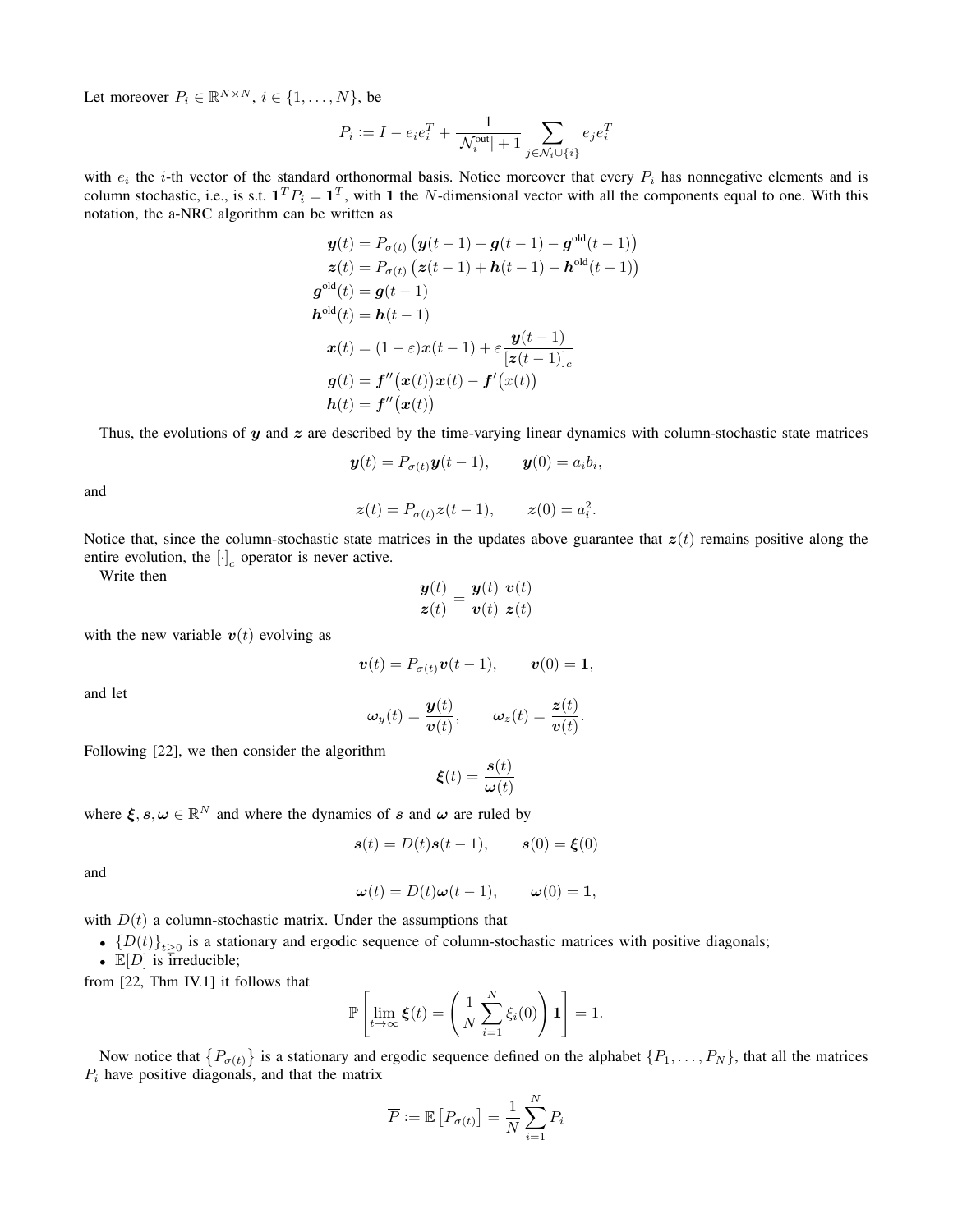Let moreover $P_i \in \mathbb{R}^{N \times N}$, $i \in \{1, \dots, N\}$, be

$$P_i := I - e_i e_i^T + \frac{1}{|\mathcal{N}_i^{\text{out}}| + 1} \sum_{j \in \mathcal{N}_i \cup \{i\}} e_j e_i^T$$

with $e_i$ the $i$-th vector of the standard orthonormal basis. Notice moreover that every $P_i$ has nonnegative elements and is column stochastic, i.e., is s.t. $\mathbf{1}^T P_i = \mathbf{1}^T$, with $\mathbf{1}$ the $N$-dimensional vector with all the components equal to one. With this notation, the a-NRC algorithm can be written as

$$\begin{aligned}
\boldsymbol{y}(t) &= P_{\sigma(t)} \left( \boldsymbol{y}(t-1) + \boldsymbol{g}(t-1) - \boldsymbol{g}^{\text{old}}(t-1) \right) \\
\boldsymbol{z}(t) &= P_{\sigma(t)} \left( \boldsymbol{z}(t-1) + \boldsymbol{h}(t-1) - \boldsymbol{h}^{\text{old}}(t-1) \right) \\
\boldsymbol{g}^{\text{old}}(t) &= \boldsymbol{g}(t-1) \\
\boldsymbol{h}^{\text{old}}(t) &= \boldsymbol{h}(t-1) \\
\boldsymbol{x}(t) &= (1-\varepsilon)\boldsymbol{x}(t-1) + \varepsilon \frac{\boldsymbol{y}(t-1)}{[\boldsymbol{z}(t-1)]_c} \\
\boldsymbol{g}(t) &= \boldsymbol{f}''\big(\boldsymbol{x}(t)\big)\boldsymbol{x}(t) - \boldsymbol{f}'\big(x(t)\big) \\
\boldsymbol{h}(t) &= \boldsymbol{f}''\big(\boldsymbol{x}(t)\big)
\end{aligned}$$

Thus, the evolutions of $\boldsymbol{y}$ and $\boldsymbol{z}$ are described by the time-varying linear dynamics with column-stochastic state matrices

$$\boldsymbol{y}(t) = P_{\sigma(t)} \boldsymbol{y}(t-1), \qquad \boldsymbol{y}(0) = a_i b_i,$$

and

$$\boldsymbol{z}(t) = P_{\sigma(t)} \boldsymbol{z}(t-1), \qquad \boldsymbol{z}(0) = a_i^2.$$

Notice that, since the column-stochastic state matrices in the updates above guarantee that $\boldsymbol{z}(t)$ remains positive along the entire evolution, the $[\cdot]_c$ operator is never active.

Write then

$$\frac{\boldsymbol{y}(t)}{\boldsymbol{z}(t)} = \frac{\boldsymbol{y}(t)}{\boldsymbol{v}(t)} \frac{\boldsymbol{v}(t)}{\boldsymbol{z}(t)}$$

with the new variable $\boldsymbol{v}(t)$ evolving as

$$\boldsymbol{v}(t) = P_{\sigma(t)} \boldsymbol{v}(t-1), \qquad \boldsymbol{v}(0) = \mathbf{1},$$

and let

$$\boldsymbol{\omega}_y(t) = \frac{\boldsymbol{y}(t)}{\boldsymbol{v}(t)}, \qquad \boldsymbol{\omega}_z(t) = \frac{\boldsymbol{z}(t)}{\boldsymbol{v}(t)}.$$

Following [22], we then consider the algorithm

$$\boldsymbol{\xi}(t) = \frac{\boldsymbol{s}(t)}{\boldsymbol{\omega}(t)}$$

where $\boldsymbol{\xi}, \boldsymbol{s}, \boldsymbol{\omega} \in \mathbb{R}^N$ and where the dynamics of $\boldsymbol{s}$ and $\boldsymbol{\omega}$ are ruled by

$$\boldsymbol{s}(t) = D(t)\boldsymbol{s}(t-1), \qquad \boldsymbol{s}(0) = \boldsymbol{\xi}(0)$$

and

$$\boldsymbol{\omega}(t) = D(t)\boldsymbol{\omega}(t-1), \qquad \boldsymbol{\omega}(0) = \mathbf{1},$$

with $D(t)$ a column-stochastic matrix. Under the assumptions that

- $\{D(t)\}_{t \geq 0}$ is a stationary and ergodic sequence of column-stochastic matrices with positive diagonals;
- $\mathbb{E}[D]$ is irreducible;

from [22, Thm IV.1] it follows that

$$\mathbb{P}\left[ \lim_{t \to \infty} \boldsymbol{\xi}(t) = \left( \frac{1}{N} \sum_{i=1}^{N} \xi_i(0) \right) \mathbf{1} \right] = 1.$$

Now notice that $\left\{ P_{\sigma(t)} \right\}$ is a stationary and ergodic sequence defined on the alphabet $\{P_1, \dots, P_N\}$, that all the matrices $P_i$ have positive diagonals, and that the matrix

$$\overline{P} := \mathbb{E}\left[ P_{\sigma(t)} \right] = \frac{1}{N} \sum_{i=1}^{N} P_i$$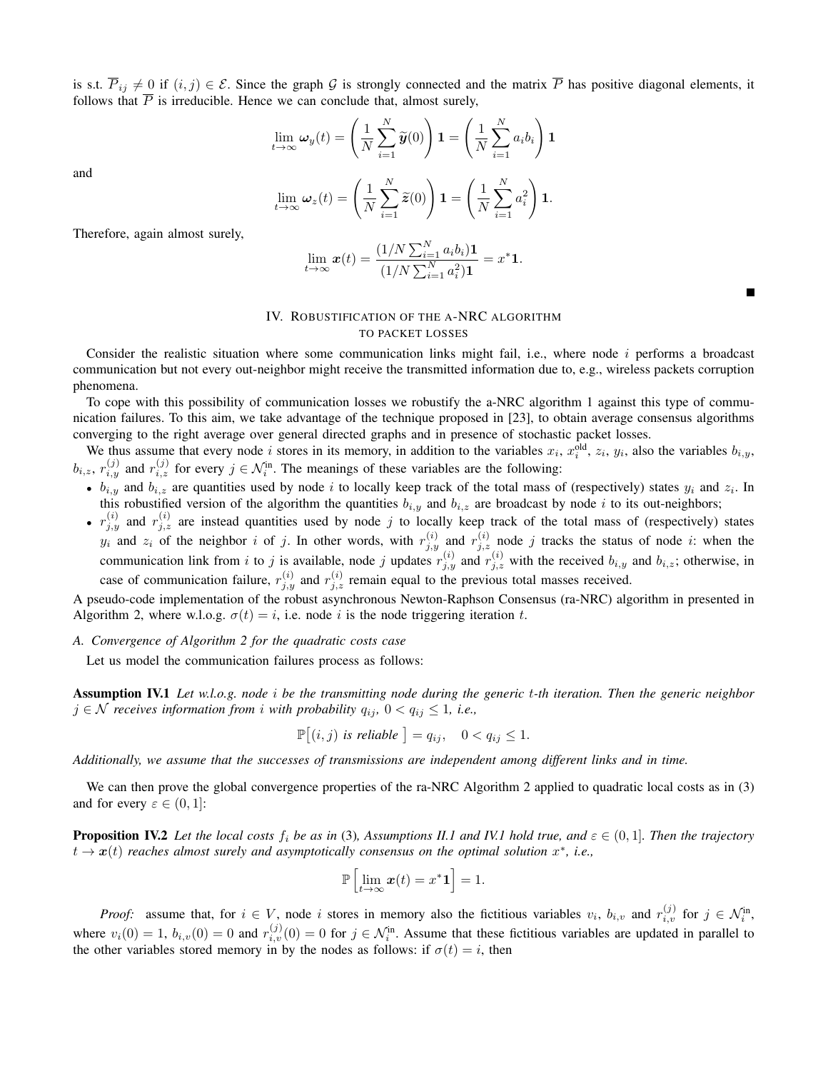is s.t. $\overline{P}_{ij} \neq 0$ if $(i,j) \in \mathcal{E}$. Since the graph $\mathcal{G}$ is strongly connected and the matrix $\overline{P}$ has positive diagonal elements, it follows that $\overline{P}$ is irreducible. Hence we can conclude that, almost surely,

$$\lim_{t\to\infty} \boldsymbol{\omega}_y(t) = \left( \frac{1}{N} \sum_{i=1}^{N} \widetilde{\boldsymbol{y}}(0) \right) \mathbf{1} = \left( \frac{1}{N} \sum_{i=1}^{N} a_i b_i \right) \mathbf{1}$$

and

$$\lim_{t\to\infty} \boldsymbol{\omega}_z(t) = \left( \frac{1}{N} \sum_{i=1}^{N} \widetilde{\boldsymbol{z}}(0) \right) \mathbf{1} = \left( \frac{1}{N} \sum_{i=1}^{N} a_i^2 \right) \mathbf{1}.$$

Therefore, again almost surely,

$$\lim_{t\to\infty} \boldsymbol{x}(t) = \frac{(1/N \sum_{i=1}^{N} a_i b_i)\mathbf{1}}{(1/N \sum_{i=1}^{N} a_i^2)\mathbf{1}} = x^* \mathbf{1}.$$

■

## IV. Robustification of the a-NRC algorithm to packet losses

Consider the realistic situation where some communication links might fail, i.e., where node $i$ performs a broadcast communication but not every out-neighbor might receive the transmitted information due to, e.g., wireless packets corruption phenomena.

To cope with this possibility of communication losses we robustify the a-NRC algorithm 1 against this type of communication failures. To this aim, we take advantage of the technique proposed in [23], to obtain average consensus algorithms converging to the right average over general directed graphs and in presence of stochastic packet losses.

We thus assume that every node $i$ stores in its memory, in addition to the variables $x_i$, $x_i^{\text{old}}$, $z_i$, $y_i$, also the variables $b_{i,y}$, $b_{i,z}$, $r_{i,y}^{(j)}$ and $r_{i,z}^{(j)}$ for every $j \in \mathcal{N}_i^{\text{in}}$. The meanings of these variables are the following:

- $b_{i,y}$ and $b_{i,z}$ are quantities used by node $i$ to locally keep track of the total mass of (respectively) states $y_i$ and $z_i$. In this robustified version of the algorithm the quantities $b_{i,y}$ and $b_{i,z}$ are broadcast by node $i$ to its out-neighbors;
- $r_{j,y}^{(i)}$ and $r_{j,z}^{(i)}$ are instead quantities used by node $j$ to locally keep track of the total mass of (respectively) states $y_i$ and $z_i$ of the neighbor $i$ of $j$. In other words, with $r_{j,y}^{(i)}$ and $r_{j,z}^{(i)}$ node $j$ tracks the status of node $i$: when the communication link from $i$ to $j$ is available, node $j$ updates $r_{j,y}^{(i)}$ and $r_{j,z}^{(i)}$ with the received $b_{i,y}$ and $b_{i,z}$; otherwise, in case of communication failure, $r_{j,y}^{(i)}$ and $r_{j,z}^{(i)}$ remain equal to the previous total masses received.

A pseudo-code implementation of the robust asynchronous Newton-Raphson Consensus (ra-NRC) algorithm in presented in Algorithm 2, where w.l.o.g. $\sigma(t) = i$, i.e. node $i$ is the node triggering iteration $t$.

### A. Convergence of Algorithm 2 for the quadratic costs case

Let us model the communication failures process as follows:

**Assumption IV.1** *Let w.l.o.g. node $i$ be the transmitting node during the generic $t$-th iteration. Then the generic neighbor $j \in \mathcal{N}$ receives information from $i$ with probability $q_{ij}$, $0 < q_{ij} \leq 1$, i.e.,*

$$\mathbb{P}\big[(i,j) \text{ is reliable } \big] = q_{ij}, \quad 0 < q_{ij} \leq 1.$$

*Additionally, we assume that the successes of transmissions are independent among different links and in time.*

We can then prove the global convergence properties of the ra-NRC Algorithm 2 applied to quadratic local costs as in (3) and for every $\varepsilon \in (0,1]$:

**Proposition IV.2** *Let the local costs $f_i$ be as in* (3)*, Assumptions II.1 and IV.1 hold true, and $\varepsilon \in (0,1]$. Then the trajectory $t \to \boldsymbol{x}(t)$ reaches almost surely and asymptotically consensus on the optimal solution $x^*$, i.e.,*

$$\mathbb{P}\left[\lim_{t\to\infty} \boldsymbol{x}(t) = x^* \mathbf{1}\right] = 1.$$

*Proof:* assume that, for $i \in V$, node $i$ stores in memory also the fictitious variables $v_i$, $b_{i,v}$ and $r_{i,v}^{(j)}$ for $j \in \mathcal{N}_i^{\text{in}}$, where $v_i(0) = 1$, $b_{i,v}(0) = 0$ and $r_{i,v}^{(j)}(0) = 0$ for $j \in \mathcal{N}_i^{\text{in}}$. Assume that these fictitious variables are updated in parallel to the other variables stored memory in by the nodes as follows: if $\sigma(t) = i$, then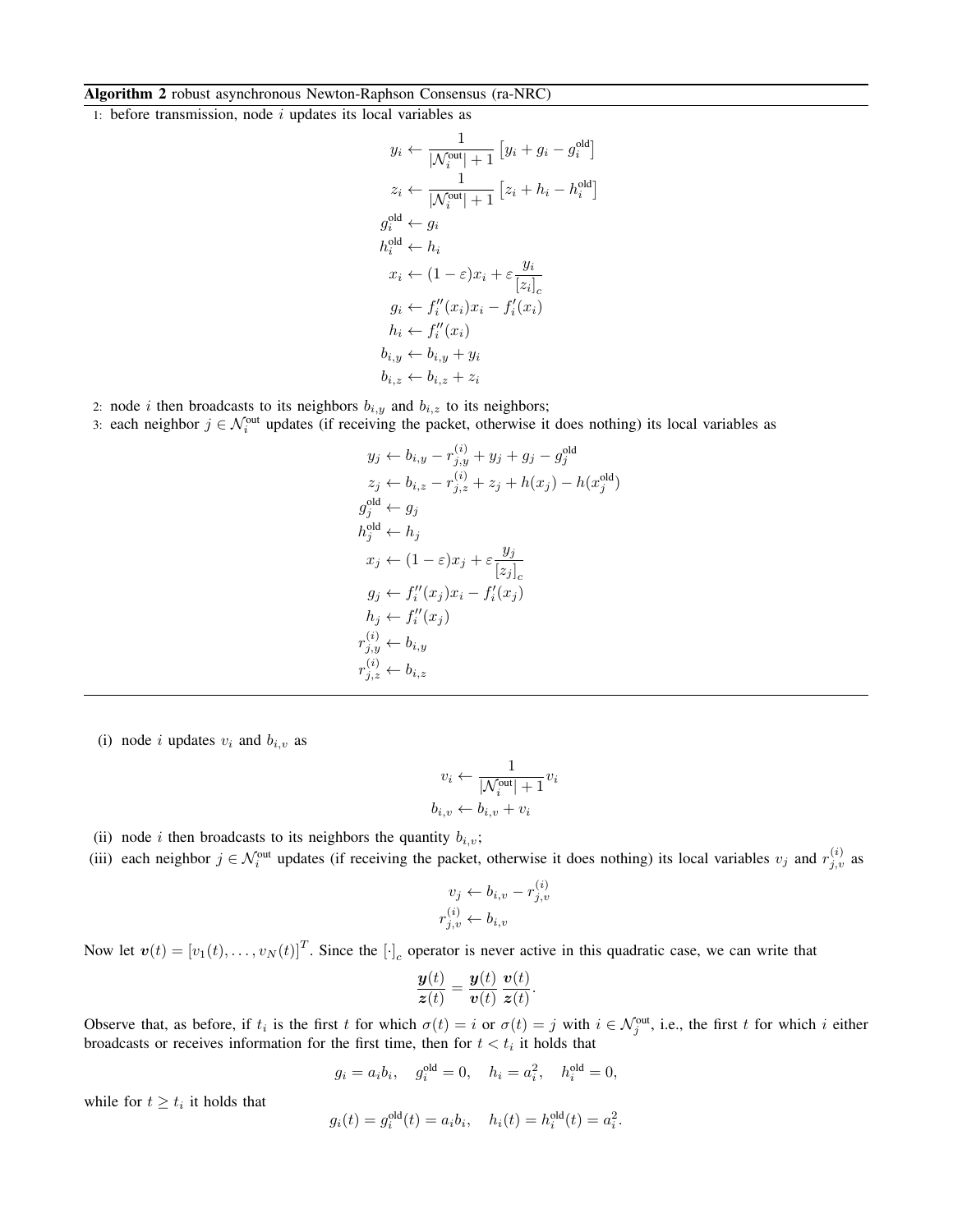**Algorithm 2** robust asynchronous Newton-Raphson Consensus (ra-NRC)

1: before transmission, node $i$ updates its local variables as

$$
\begin{aligned}
y_i &\leftarrow \frac{1}{|\mathcal{N}_i^{\text{out}}|+1}\left[y_i + g_i - g_i^{\text{old}}\right] \\
z_i &\leftarrow \frac{1}{|\mathcal{N}_i^{\text{out}}|+1}\left[z_i + h_i - h_i^{\text{old}}\right] \\
g_i^{\text{old}} &\leftarrow g_i \\
h_i^{\text{old}} &\leftarrow h_i \\
x_i &\leftarrow (1-\varepsilon)x_i + \varepsilon \frac{y_i}{[z_i]_c} \\
g_i &\leftarrow f_i''(x_i)x_i - f_i'(x_i) \\
h_i &\leftarrow f_i''(x_i) \\
b_{i,y} &\leftarrow b_{i,y} + y_i \\
b_{i,z} &\leftarrow b_{i,z} + z_i
\end{aligned}
$$

2: node $i$ then broadcasts to its neighbors $b_{i,y}$ and $b_{i,z}$ to its neighbors;

3: each neighbor $j \in \mathcal{N}_i^{\text{out}}$ updates (if receiving the packet, otherwise it does nothing) its local variables as

$$
\begin{aligned}
y_j &\leftarrow b_{i,y} - r_{j,y}^{(i)} + y_j + g_j - g_j^{\text{old}} \\
z_j &\leftarrow b_{i,z} - r_{j,z}^{(i)} + z_j + h(x_j) - h(x_j^{\text{old}}) \\
g_j^{\text{old}} &\leftarrow g_j \\
h_j^{\text{old}} &\leftarrow h_j \\
x_j &\leftarrow (1-\varepsilon)x_j + \varepsilon \frac{y_j}{[z_j]_c} \\
g_j &\leftarrow f_i''(x_j)x_i - f_i'(x_j) \\
h_j &\leftarrow f_i''(x_j) \\
r_{j,y}^{(i)} &\leftarrow b_{i,y} \\
r_{j,z}^{(i)} &\leftarrow b_{i,z}
\end{aligned}
$$

(i) node $i$ updates $v_i$ and $b_{i,v}$ as

$$
\begin{aligned}
v_i &\leftarrow \frac{1}{|\mathcal{N}_i^{\text{out}}|+1} v_i \\
b_{i,v} &\leftarrow b_{i,v} + v_i
\end{aligned}
$$

(ii) node $i$ then broadcasts to its neighbors the quantity $b_{i,v}$;

(iii) each neighbor $j \in \mathcal{N}_i^{\text{out}}$ updates (if receiving the packet, otherwise it does nothing) its local variables $v_j$ and $r_{j,v}^{(i)}$ as

$$
\begin{aligned}
v_j &\leftarrow b_{i,v} - r_{j,v}^{(i)} \\
r_{j,v}^{(i)} &\leftarrow b_{i,v}
\end{aligned}
$$

Now let $\boldsymbol{v}(t) = [v_1(t), \dots, v_N(t)]^T$. Since the $[\cdot]_c$ operator is never active in this quadratic case, we can write that

$$
\frac{\boldsymbol{y}(t)}{\boldsymbol{z}(t)} = \frac{\boldsymbol{y}(t)}{\boldsymbol{v}(t)} \frac{\boldsymbol{v}(t)}{\boldsymbol{z}(t)}.
$$

Observe that, as before, if $t_i$ is the first $t$ for which $\sigma(t) = i$ or $\sigma(t) = j$ with $i \in \mathcal{N}_j^{\text{out}}$, i.e., the first $t$ for which $i$ either broadcasts or receives information for the first time, then for $t < t_i$ it holds that

$$
g_i = a_i b_i, \quad g_i^{\text{old}} = 0, \quad h_i = a_i^2, \quad h_i^{\text{old}} = 0,
$$

while for $t \geq t_i$ it holds that

$$
g_i(t) = g_i^{\text{old}}(t) = a_i b_i, \quad h_i(t) = h_i^{\text{old}}(t) = a_i^2.
$$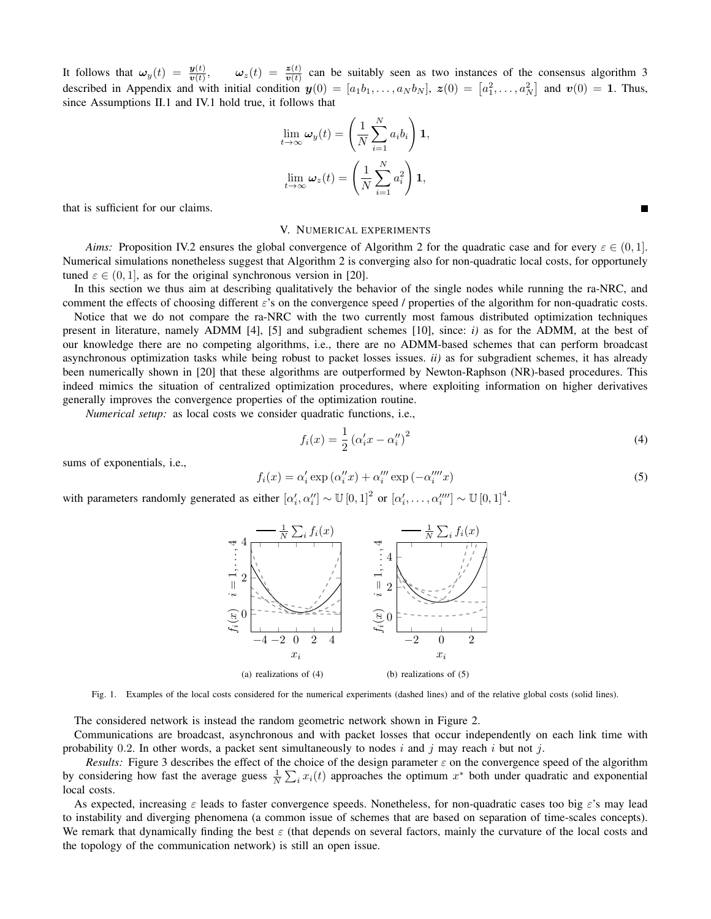It follows that $\omega_y(t) = \frac{y(t)}{v(t)}$, $\omega_z(t) = \frac{z(t)}{v(t)}$ can be suitably seen as two instances of the consensus algorithm 3 described in Appendix and with initial condition $y(0) = [a_1 b_1, \ldots, a_N b_N]$, $z(0) = [a_1^2, \ldots, a_N^2]$ and $v(0) = \mathbf{1}$. Thus, since Assumptions II.1 and IV.1 hold true, it follows that

$$\lim_{t\to\infty} \omega_y(t) = \left(\frac{1}{N}\sum_{i=1}^{N} a_i b_i\right)\mathbf{1},$$

$$\lim_{t\to\infty} \omega_z(t) = \left(\frac{1}{N}\sum_{i=1}^{N} a_i^2\right)\mathbf{1},$$

that is sufficient for our claims. ∎

## V. Numerical experiments

*Aims:* Proposition IV.2 ensures the global convergence of Algorithm 2 for the quadratic case and for every $\varepsilon \in (0, 1]$. Numerical simulations nonetheless suggest that Algorithm 2 is converging also for non-quadratic local costs, for opportunely tuned $\varepsilon \in (0, 1]$, as for the original synchronous version in [20].

In this section we thus aim at describing qualitatively the behavior of the single nodes while running the ra-NRC, and comment the effects of choosing different $\varepsilon$'s on the convergence speed / properties of the algorithm for non-quadratic costs.

Notice that we do not compare the ra-NRC with the two currently most famous distributed optimization techniques present in literature, namely ADMM [4], [5] and subgradient schemes [10], since: *i)* as for the ADMM, at the best of our knowledge there are no competing algorithms, i.e., there are no ADMM-based schemes that can perform broadcast asynchronous optimization tasks while being robust to packet losses issues. *ii)* as for subgradient schemes, it has already been numerically shown in [20] that these algorithms are outperformed by Newton-Raphson (NR)-based procedures. This indeed mimics the situation of centralized optimization procedures, where exploiting information on higher derivatives generally improves the convergence properties of the optimization routine.

*Numerical setup:* as local costs we consider quadratic functions, i.e.,

$$f_i(x) = \frac{1}{2}\left(\alpha_i' x - \alpha_i''\right)^2 \tag{4}$$

sums of exponentials, i.e.,

$$f_i(x) = \alpha_i' \exp\left(\alpha_i'' x\right) + \alpha_i''' \exp\left(-\alpha_i'''' x\right) \tag{5}$$

with parameters randomly generated as either $[\alpha_i', \alpha_i''] \sim \mathbb{U}[0, 1]^2$ or $[\alpha_i', \ldots, \alpha_i''''] \sim \mathbb{U}[0, 1]^4$.

(a) realizations of (4) (b) realizations of (5)

Fig. 1. Examples of the local costs considered for the numerical experiments (dashed lines) and of the relative global costs (solid lines).

The considered network is instead the random geometric network shown in Figure 2.

Communications are broadcast, asynchronous and with packet losses that occur independently on each link time with probability 0.2. In other words, a packet sent simultaneously to nodes $i$ and $j$ may reach $i$ but not $j$.

*Results:* Figure 3 describes the effect of the choice of the design parameter $\varepsilon$ on the convergence speed of the algorithm by considering how fast the average guess $\frac{1}{N}\sum_i x_i(t)$ approaches the optimum $x^*$ both under quadratic and exponential local costs.

As expected, increasing $\varepsilon$ leads to faster convergence speeds. Nonetheless, for non-quadratic cases too big $\varepsilon$'s may lead to instability and diverging phenomena (a common issue of schemes that are based on separation of time-scales concepts). We remark that dynamically finding the best $\varepsilon$ (that depends on several factors, mainly the curvature of the local costs and the topology of the communication network) is still an open issue.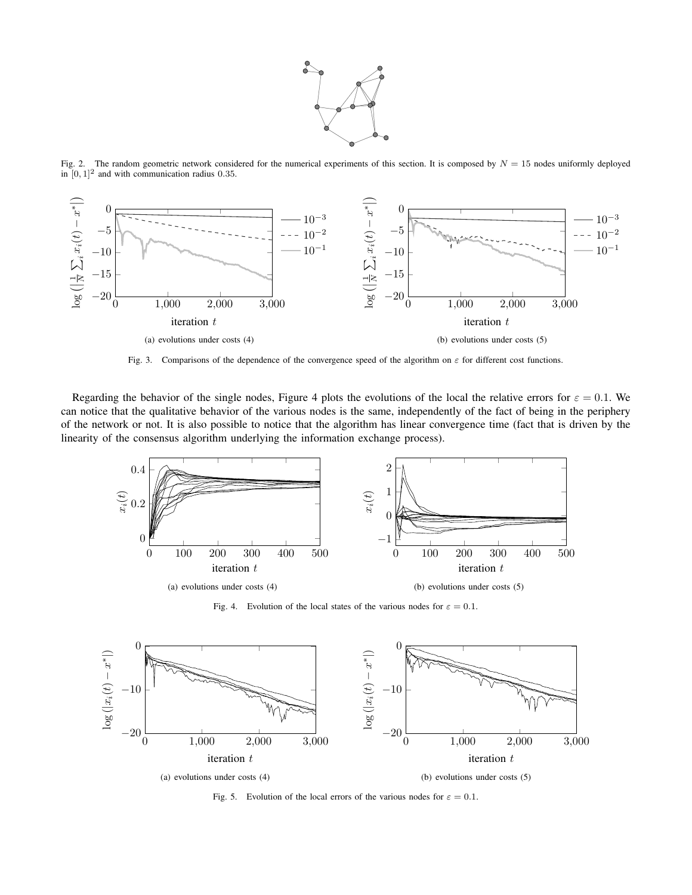Fig. 2. The random geometric network considered for the numerical experiments of this section. It is composed by $N = 15$ nodes uniformly deployed in $[0, 1]^2$ and with communication radius $0.35$.

(a) evolutions under costs (4)

(b) evolutions under costs (5)

Fig. 3. Comparisons of the dependence of the convergence speed of the algorithm on $\varepsilon$ for different cost functions.

Regarding the behavior of the single nodes, Figure 4 plots the evolutions of the local the relative errors for $\varepsilon = 0.1$. We can notice that the qualitative behavior of the various nodes is the same, independently of the fact of being in the periphery of the network or not. It is also possible to notice that the algorithm has linear convergence time (fact that is driven by the linearity of the consensus algorithm underlying the information exchange process).

(a) evolutions under costs (4)

(b) evolutions under costs (5)

Fig. 4. Evolution of the local states of the various nodes for $\varepsilon = 0.1$.

(a) evolutions under costs (4)

(b) evolutions under costs (5)

Fig. 5. Evolution of the local errors of the various nodes for $\varepsilon = 0.1$.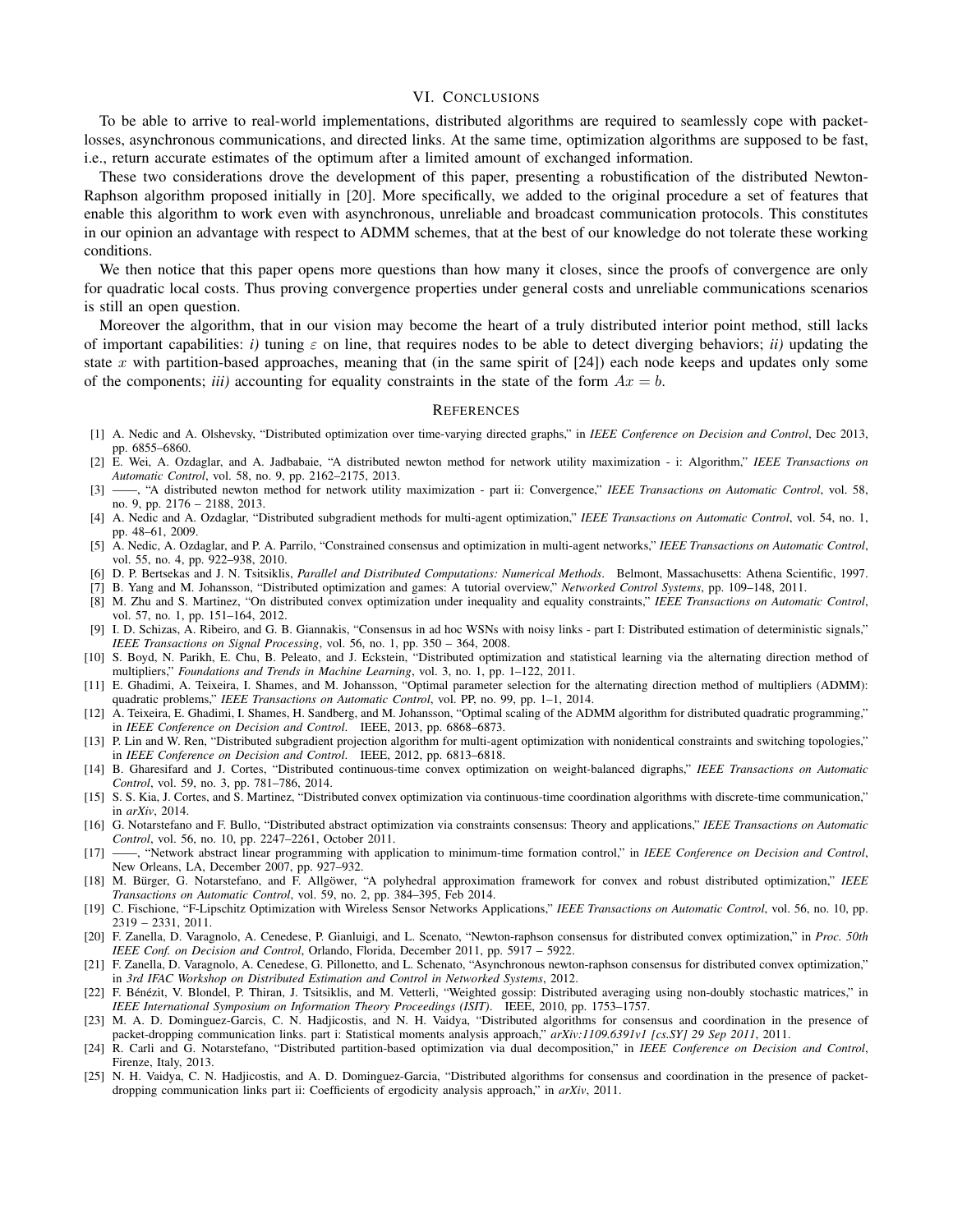## VI. Conclusions

To be able to arrive to real-world implementations, distributed algorithms are required to seamlessly cope with packet-losses, asynchronous communications, and directed links. At the same time, optimization algorithms are supposed to be fast, i.e., return accurate estimates of the optimum after a limited amount of exchanged information.

These two considerations drove the development of this paper, presenting a robustification of the distributed Newton-Raphson algorithm proposed initially in [20]. More specifically, we added to the original procedure a set of features that enable this algorithm to work even with asynchronous, unreliable and broadcast communication protocols. This constitutes in our opinion an advantage with respect to ADMM schemes, that at the best of our knowledge do not tolerate these working conditions.

We then notice that this paper opens more questions than how many it closes, since the proofs of convergence are only for quadratic local costs. Thus proving convergence properties under general costs and unreliable communications scenarios is still an open question.

Moreover the algorithm, that in our vision may become the heart of a truly distributed interior point method, still lacks of important capabilities: *i)* tuning $\varepsilon$ on line, that requires nodes to be able to detect diverging behaviors; *ii)* updating the state $x$ with partition-based approaches, meaning that (in the same spirit of [24]) each node keeps and updates only some of the components; *iii)* accounting for equality constraints in the state of the form $Ax = b$.

## References

[1] A. Nedic and A. Olshevsky, "Distributed optimization over time-varying directed graphs," in *IEEE Conference on Decision and Control*, Dec 2013, pp. 6855–6860.

[2] E. Wei, A. Ozdaglar, and A. Jadbabaie, "A distributed newton method for network utility maximization - i: Algorithm," *IEEE Transactions on Automatic Control*, vol. 58, no. 9, pp. 2162–2175, 2013.

[3] ——, "A distributed newton method for network utility maximization - part ii: Convergence," *IEEE Transactions on Automatic Control*, vol. 58, no. 9, pp. 2176 – 2188, 2013.

[4] A. Nedic and A. Ozdaglar, "Distributed subgradient methods for multi-agent optimization," *IEEE Transactions on Automatic Control*, vol. 54, no. 1, pp. 48–61, 2009.

[5] A. Nedic, A. Ozdaglar, and P. A. Parrilo, "Constrained consensus and optimization in multi-agent networks," *IEEE Transactions on Automatic Control*, vol. 55, no. 4, pp. 922–938, 2010.

[6] D. P. Bertsekas and J. N. Tsitsiklis, *Parallel and Distributed Computations: Numerical Methods*. Belmont, Massachusetts: Athena Scientific, 1997.

[7] B. Yang and M. Johansson, "Distributed optimization and games: A tutorial overview," *Networked Control Systems*, pp. 109–148, 2011.

[8] M. Zhu and S. Martinez, "On distributed convex optimization under inequality and equality constraints," *IEEE Transactions on Automatic Control*, vol. 57, no. 1, pp. 151–164, 2012.

[9] I. D. Schizas, A. Ribeiro, and G. B. Giannakis, "Consensus in ad hoc WSNs with noisy links - part I: Distributed estimation of deterministic signals," *IEEE Transactions on Signal Processing*, vol. 56, no. 1, pp. 350 – 364, 2008.

[10] S. Boyd, N. Parikh, E. Chu, B. Peleato, and J. Eckstein, "Distributed optimization and statistical learning via the alternating direction method of multipliers," *Foundations and Trends in Machine Learning*, vol. 3, no. 1, pp. 1–122, 2011.

[11] E. Ghadimi, A. Teixeira, I. Shames, and M. Johansson, "Optimal parameter selection for the alternating direction method of multipliers (ADMM): quadratic problems," *IEEE Transactions on Automatic Control*, vol. PP, no. 99, pp. 1–1, 2014.

[12] A. Teixeira, E. Ghadimi, I. Shames, H. Sandberg, and M. Johansson, "Optimal scaling of the ADMM algorithm for distributed quadratic programming," in *IEEE Conference on Decision and Control*. IEEE, 2013, pp. 6868–6873.

[13] P. Lin and W. Ren, "Distributed subgradient projection algorithm for multi-agent optimization with nonidentical constraints and switching topologies," in *IEEE Conference on Decision and Control*. IEEE, 2012, pp. 6813–6818.

[14] B. Gharesifard and J. Cortes, "Distributed continuous-time convex optimization on weight-balanced digraphs," *IEEE Transactions on Automatic Control*, vol. 59, no. 3, pp. 781–786, 2014.

[15] S. S. Kia, J. Cortes, and S. Martinez, "Distributed convex optimization via continuous-time coordination algorithms with discrete-time communication," in *arXiv*, 2014.

[16] G. Notarstefano and F. Bullo, "Distributed abstract optimization via constraints consensus: Theory and applications," *IEEE Transactions on Automatic Control*, vol. 56, no. 10, pp. 2247–2261, October 2011.

[17] ——, "Network abstract linear programming with application to minimum-time formation control," in *IEEE Conference on Decision and Control*, New Orleans, LA, December 2007, pp. 927–932.

[18] M. Bürger, G. Notarstefano, and F. Allgöwer, "A polyhedral approximation framework for convex and robust distributed optimization," *IEEE Transactions on Automatic Control*, vol. 59, no. 2, pp. 384–395, Feb 2014.

[19] C. Fischione, "F-Lipschitz Optimization with Wireless Sensor Networks Applications," *IEEE Transactions on Automatic Control*, vol. 56, no. 10, pp. 2319 – 2331, 2011.

[20] F. Zanella, D. Varagnolo, A. Cenedese, P. Gianluigi, and L. Scenato, "Newton-raphson consensus for distributed convex optimization," in *Proc. 50th IEEE Conf. on Decision and Control*, Orlando, Florida, December 2011, pp. 5917 – 5922.

[21] F. Zanella, D. Varagnolo, A. Cenedese, G. Pillonetto, and L. Schenato, "Asynchronous newton-raphson consensus for distributed convex optimization," in *3rd IFAC Workshop on Distributed Estimation and Control in Networked Systems*, 2012.

[22] F. Bénézit, V. Blondel, P. Thiran, J. Tsitsiklis, and M. Vetterli, "Weighted gossip: Distributed averaging using non-doubly stochastic matrices," in *IEEE International Symposium on Information Theory Proceedings (ISIT)*. IEEE, 2010, pp. 1753–1757.

[23] M. A. D. Dominguez-Garcis, C. N. Hadjicostis, and N. H. Vaidya, "Distributed algorithms for consensus and coordination in the presence of packet-dropping communication links. part i: Statistical moments analysis approach," *arXiv:1109.6391v1 [cs.SY] 29 Sep 2011*, 2011.

[24] R. Carli and G. Notarstefano, "Distributed partition-based optimization via dual decomposition," in *IEEE Conference on Decision and Control*, Firenze, Italy, 2013.

[25] N. H. Vaidya, C. N. Hadjicostis, and A. D. Dominguez-Garcia, "Distributed algorithms for consensus and coordination in the presence of packet-dropping communication links part ii: Coefficients of ergodicity analysis approach," in *arXiv*, 2011.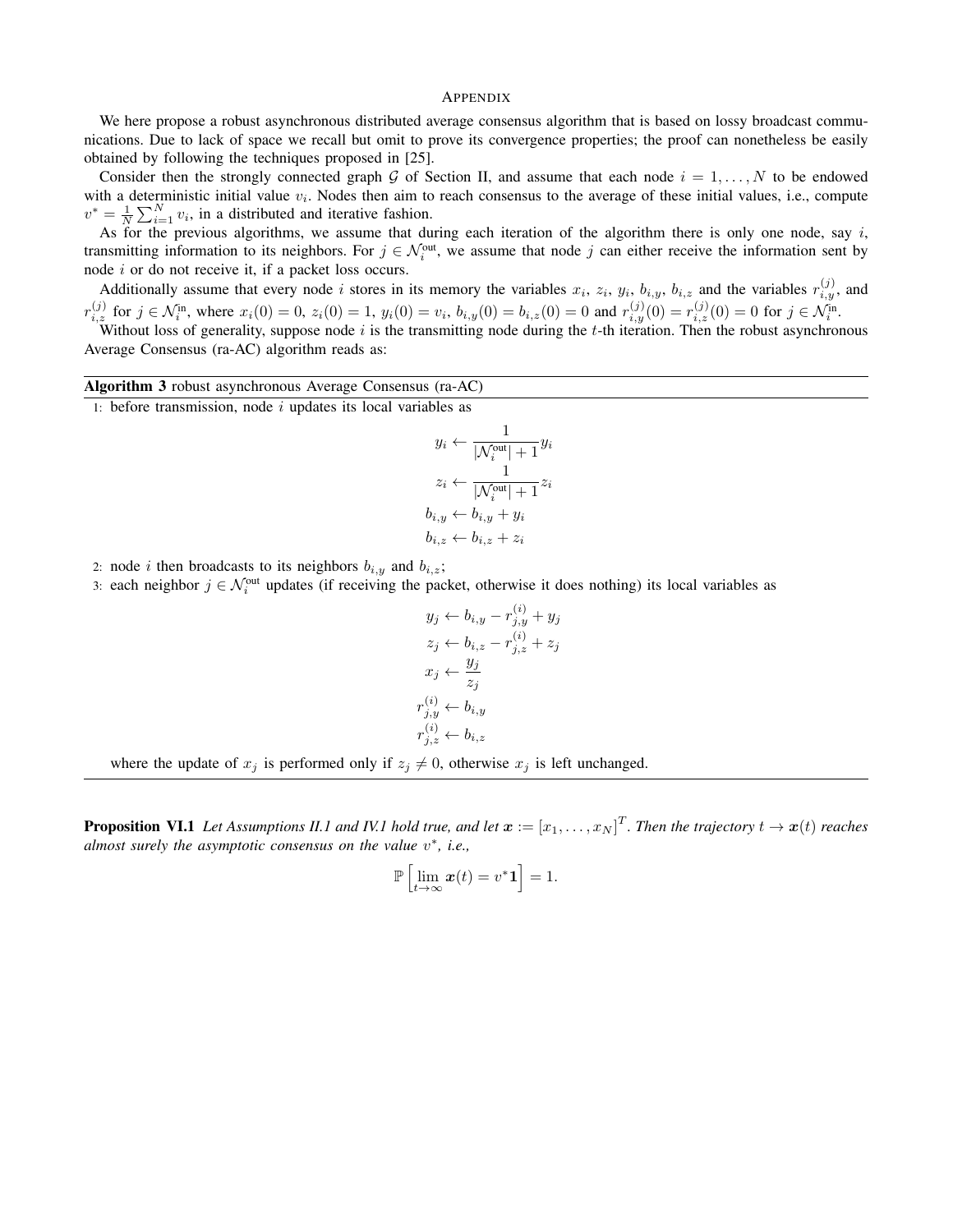# APPENDIX

We here propose a robust asynchronous distributed average consensus algorithm that is based on lossy broadcast communications. Due to lack of space we recall but omit to prove its convergence properties; the proof can nonetheless be easily obtained by following the techniques proposed in [25].

Consider then the strongly connected graph $\mathcal{G}$ of Section II, and assume that each node $i = 1, \ldots, N$ to be endowed with a deterministic initial value $v_i$. Nodes then aim to reach consensus to the average of these initial values, i.e., compute $v^* = \frac{1}{N} \sum_{i=1}^{N} v_i$, in a distributed and iterative fashion.

As for the previous algorithms, we assume that during each iteration of the algorithm there is only one node, say $i$, transmitting information to its neighbors. For $j \in \mathcal{N}_i^{\text{out}}$, we assume that node $j$ can either receive the information sent by node $i$ or do not receive it, if a packet loss occurs.

Additionally assume that every node $i$ stores in its memory the variables $x_i$, $z_i$, $y_i$, $b_{i,y}$, $b_{i,z}$ and the variables $r_{i,y}^{(j)}$, and $r_{i,z}^{(j)}$ for $j \in \mathcal{N}_i^{\text{in}}$, where $x_i(0) = 0$, $z_i(0) = 1$, $y_i(0) = v_i$, $b_{i,y}(0) = b_{i,z}(0) = 0$ and $r_{i,y}^{(j)}(0) = r_{i,z}^{(j)}(0) = 0$ for $j \in \mathcal{N}_i^{\text{in}}$.

Without loss of generality, suppose node $i$ is the transmitting node during the $t$-th iteration. Then the robust asynchronous Average Consensus (ra-AC) algorithm reads as:

**Algorithm 3** robust asynchronous Average Consensus (ra-AC)

1: before transmission, node $i$ updates its local variables as

$$
\begin{aligned}
y_i &\leftarrow \frac{1}{|\mathcal{N}_i^{\text{out}}| + 1} y_i \\
z_i &\leftarrow \frac{1}{|\mathcal{N}_i^{\text{out}}| + 1} z_i \\
b_{i,y} &\leftarrow b_{i,y} + y_i \\
b_{i,z} &\leftarrow b_{i,z} + z_i
\end{aligned}
$$

2: node $i$ then broadcasts to its neighbors $b_{i,y}$ and $b_{i,z}$;

3: each neighbor $j \in \mathcal{N}_i^{\text{out}}$ updates (if receiving the packet, otherwise it does nothing) its local variables as

$$
\begin{aligned}
y_j &\leftarrow b_{i,y} - r_{j,y}^{(i)} + y_j \\
z_j &\leftarrow b_{i,z} - r_{j,z}^{(i)} + z_j \\
x_j &\leftarrow \frac{y_j}{z_j} \\
r_{j,y}^{(i)} &\leftarrow b_{i,y} \\
r_{j,z}^{(i)} &\leftarrow b_{i,z}
\end{aligned}
$$

where the update of $x_j$ is performed only if $z_j \neq 0$, otherwise $x_j$ is left unchanged.

**Proposition VI.1** *Let Assumptions II.1 and IV.1 hold true, and let $\boldsymbol{x} := [x_1, \ldots, x_N]^T$. Then the trajectory $t \to \boldsymbol{x}(t)$ reaches almost surely the asymptotic consensus on the value $v^*$, i.e.,*

$$
\mathbb{P}\left[\lim_{t \to \infty} \boldsymbol{x}(t) = v^* \mathbf{1}\right] = 1.
$$